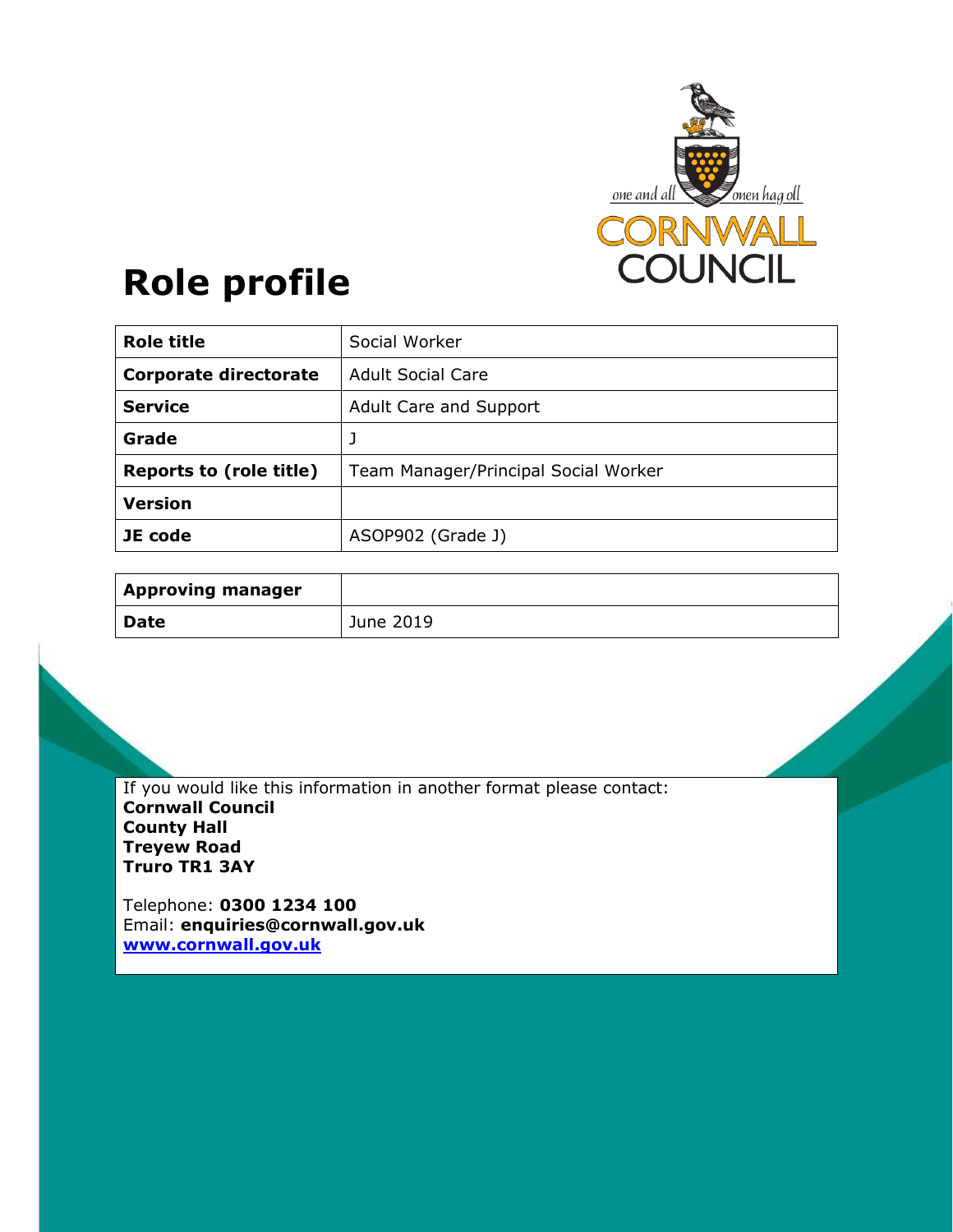# Role profile

| Role title | Social Worker |
|---|---|
| Corporate directorate | Adult Social Care |
| Service | Adult Care and Support |
| Grade | J |
| Reports to (role title) | Team Manager/Principal Social Worker |
| Version | |
| JE code | ASOP902 (Grade J) |

| Approving manager | |
|---|---|
| Date | June 2019 |

If you would like this information in another format please contact:
**Cornwall Council**
**County Hall**
**Treyew Road**
**Truro TR1 3AY**

Telephone: **0300 1234 100**
Email: **enquiries@cornwall.gov.uk**
**www.cornwall.gov.uk**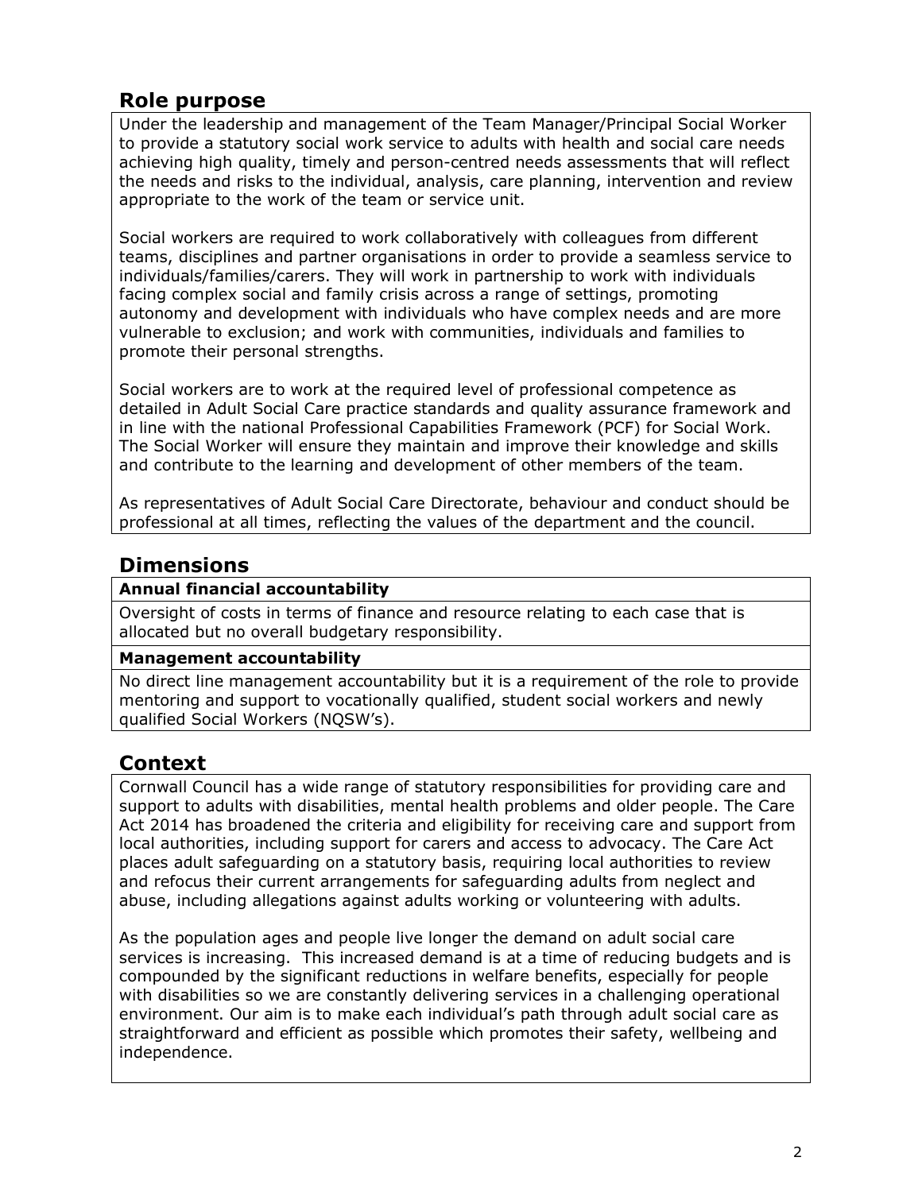## Role purpose

Under the leadership and management of the Team Manager/Principal Social Worker to provide a statutory social work service to adults with health and social care needs achieving high quality, timely and person-centred needs assessments that will reflect the needs and risks to the individual, analysis, care planning, intervention and review appropriate to the work of the team or service unit.

Social workers are required to work collaboratively with colleagues from different teams, disciplines and partner organisations in order to provide a seamless service to individuals/families/carers. They will work in partnership to work with individuals facing complex social and family crisis across a range of settings, promoting autonomy and development with individuals who have complex needs and are more vulnerable to exclusion; and work with communities, individuals and families to promote their personal strengths.

Social workers are to work at the required level of professional competence as detailed in Adult Social Care practice standards and quality assurance framework and in line with the national Professional Capabilities Framework (PCF) for Social Work. The Social Worker will ensure they maintain and improve their knowledge and skills and contribute to the learning and development of other members of the team.

As representatives of Adult Social Care Directorate, behaviour and conduct should be professional at all times, reflecting the values of the department and the council.

## Dimensions

**Annual financial accountability**

Oversight of costs in terms of finance and resource relating to each case that is allocated but no overall budgetary responsibility.

**Management accountability**

No direct line management accountability but it is a requirement of the role to provide mentoring and support to vocationally qualified, student social workers and newly qualified Social Workers (NQSW's).

## Context

Cornwall Council has a wide range of statutory responsibilities for providing care and support to adults with disabilities, mental health problems and older people. The Care Act 2014 has broadened the criteria and eligibility for receiving care and support from local authorities, including support for carers and access to advocacy. The Care Act places adult safeguarding on a statutory basis, requiring local authorities to review and refocus their current arrangements for safeguarding adults from neglect and abuse, including allegations against adults working or volunteering with adults.

As the population ages and people live longer the demand on adult social care services is increasing. This increased demand is at a time of reducing budgets and is compounded by the significant reductions in welfare benefits, especially for people with disabilities so we are constantly delivering services in a challenging operational environment. Our aim is to make each individual's path through adult social care as straightforward and efficient as possible which promotes their safety, wellbeing and independence.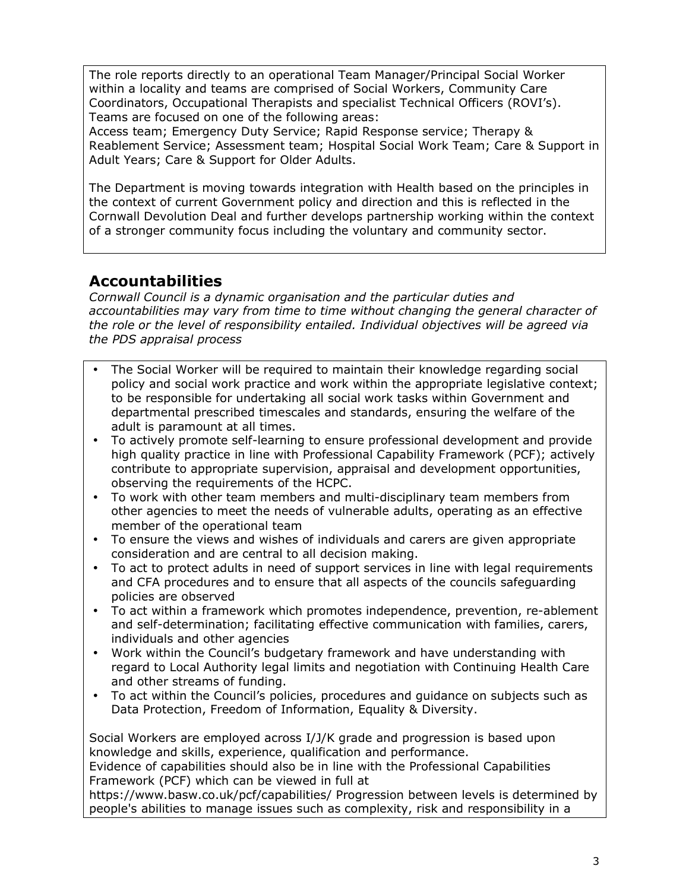The role reports directly to an operational Team Manager/Principal Social Worker within a locality and teams are comprised of Social Workers, Community Care Coordinators, Occupational Therapists and specialist Technical Officers (ROVI's). Teams are focused on one of the following areas:
Access team; Emergency Duty Service; Rapid Response service; Therapy & Reablement Service; Assessment team; Hospital Social Work Team; Care & Support in Adult Years; Care & Support for Older Adults.

The Department is moving towards integration with Health based on the principles in the context of current Government policy and direction and this is reflected in the Cornwall Devolution Deal and further develops partnership working within the context of a stronger community focus including the voluntary and community sector.

## Accountabilities

*Cornwall Council is a dynamic organisation and the particular duties and accountabilities may vary from time to time without changing the general character of the role or the level of responsibility entailed. Individual objectives will be agreed via the PDS appraisal process*

- The Social Worker will be required to maintain their knowledge regarding social policy and social work practice and work within the appropriate legislative context; to be responsible for undertaking all social work tasks within Government and departmental prescribed timescales and standards, ensuring the welfare of the adult is paramount at all times.
- To actively promote self-learning to ensure professional development and provide high quality practice in line with Professional Capability Framework (PCF); actively contribute to appropriate supervision, appraisal and development opportunities, observing the requirements of the HCPC.
- To work with other team members and multi-disciplinary team members from other agencies to meet the needs of vulnerable adults, operating as an effective member of the operational team
- To ensure the views and wishes of individuals and carers are given appropriate consideration and are central to all decision making.
- To act to protect adults in need of support services in line with legal requirements and CFA procedures and to ensure that all aspects of the councils safeguarding policies are observed
- To act within a framework which promotes independence, prevention, re-ablement and self-determination; facilitating effective communication with families, carers, individuals and other agencies
- Work within the Council's budgetary framework and have understanding with regard to Local Authority legal limits and negotiation with Continuing Health Care and other streams of funding.
- To act within the Council's policies, procedures and guidance on subjects such as Data Protection, Freedom of Information, Equality & Diversity.

Social Workers are employed across I/J/K grade and progression is based upon knowledge and skills, experience, qualification and performance.
Evidence of capabilities should also be in line with the Professional Capabilities Framework (PCF) which can be viewed in full at
https://www.basw.co.uk/pcf/capabilities/ Progression between levels is determined by people's abilities to manage issues such as complexity, risk and responsibility in a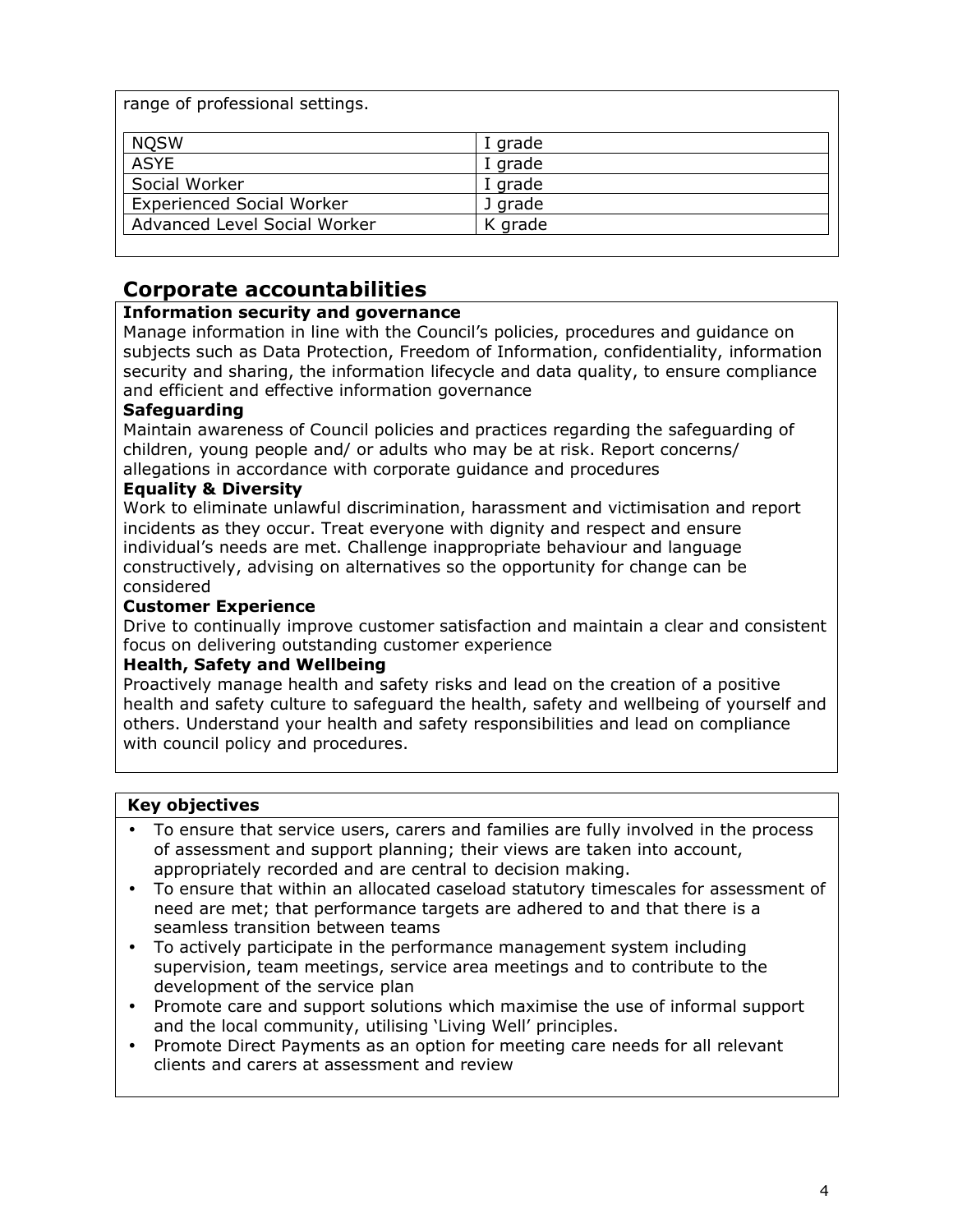range of professional settings.

| NQSW | I grade |
|---|---|
| ASYE | I grade |
| Social Worker | I grade |
| Experienced Social Worker | J grade |
| Advanced Level Social Worker | K grade |

## Corporate accountabilities

**Information security and governance**
Manage information in line with the Council's policies, procedures and guidance on subjects such as Data Protection, Freedom of Information, confidentiality, information security and sharing, the information lifecycle and data quality, to ensure compliance and efficient and effective information governance

**Safeguarding**
Maintain awareness of Council policies and practices regarding the safeguarding of children, young people and/ or adults who may be at risk. Report concerns/ allegations in accordance with corporate guidance and procedures

**Equality & Diversity**
Work to eliminate unlawful discrimination, harassment and victimisation and report incidents as they occur. Treat everyone with dignity and respect and ensure individual's needs are met. Challenge inappropriate behaviour and language constructively, advising on alternatives so the opportunity for change can be considered

**Customer Experience**
Drive to continually improve customer satisfaction and maintain a clear and consistent focus on delivering outstanding customer experience

**Health, Safety and Wellbeing**
Proactively manage health and safety risks and lead on the creation of a positive health and safety culture to safeguard the health, safety and wellbeing of yourself and others. Understand your health and safety responsibilities and lead on compliance with council policy and procedures.

**Key objectives**

- To ensure that service users, carers and families are fully involved in the process of assessment and support planning; their views are taken into account, appropriately recorded and are central to decision making.
- To ensure that within an allocated caseload statutory timescales for assessment of need are met; that performance targets are adhered to and that there is a seamless transition between teams
- To actively participate in the performance management system including supervision, team meetings, service area meetings and to contribute to the development of the service plan
- Promote care and support solutions which maximise the use of informal support and the local community, utilising 'Living Well' principles.
- Promote Direct Payments as an option for meeting care needs for all relevant clients and carers at assessment and review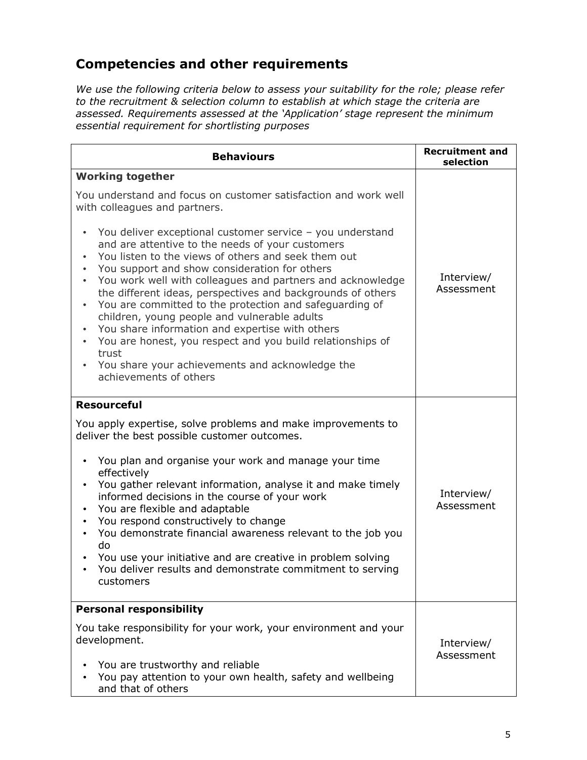## Competencies and other requirements

*We use the following criteria below to assess your suitability for the role; please refer to the recruitment & selection column to establish at which stage the criteria are assessed. Requirements assessed at the 'Application' stage represent the minimum essential requirement for shortlisting purposes*

| Behaviours | Recruitment and selection |
|---|---|
| **Working together**<br><br>You understand and focus on customer satisfaction and work well with colleagues and partners.<br><br>• You deliver exceptional customer service – you understand and are attentive to the needs of your customers<br>• You listen to the views of others and seek them out<br>• You support and show consideration for others<br>• You work well with colleagues and partners and acknowledge the different ideas, perspectives and backgrounds of others<br>• You are committed to the protection and safeguarding of children, young people and vulnerable adults<br>• You share information and expertise with others<br>• You are honest, you respect and you build relationships of trust<br>• You share your achievements and acknowledge the achievements of others | Interview/ Assessment |
| **Resourceful**<br><br>You apply expertise, solve problems and make improvements to deliver the best possible customer outcomes.<br><br>• You plan and organise your work and manage your time effectively<br>• You gather relevant information, analyse it and make timely informed decisions in the course of your work<br>• You are flexible and adaptable<br>• You respond constructively to change<br>• You demonstrate financial awareness relevant to the job you do<br>• You use your initiative and are creative in problem solving<br>• You deliver results and demonstrate commitment to serving customers | Interview/ Assessment |
| **Personal responsibility**<br><br>You take responsibility for your work, your environment and your development.<br><br>• You are trustworthy and reliable<br>• You pay attention to your own health, safety and wellbeing and that of others | Interview/ Assessment |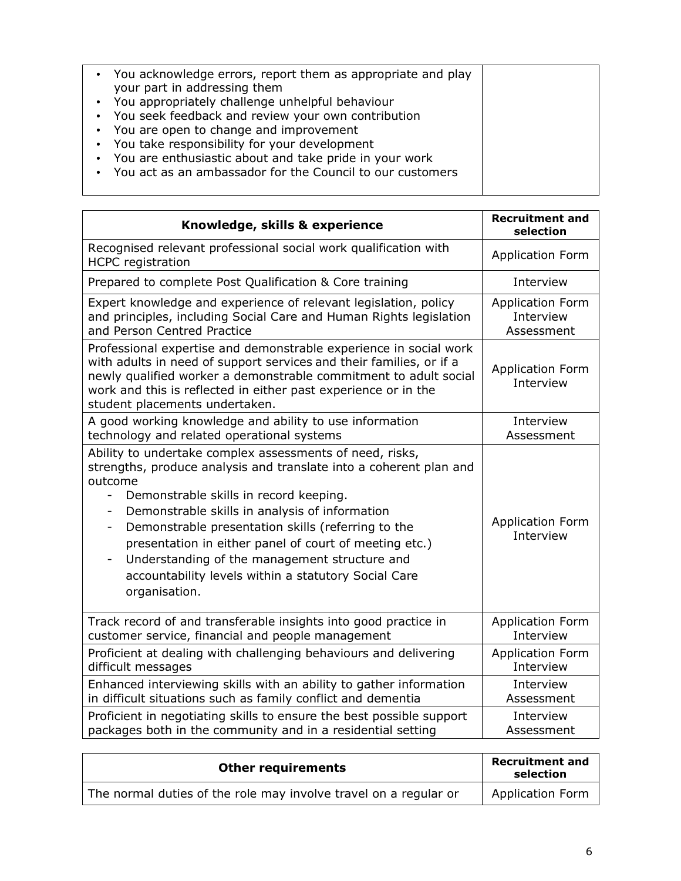| | |
|---|---|
| • You acknowledge errors, report them as appropriate and play your part in addressing them<br>• You appropriately challenge unhelpful behaviour<br>• You seek feedback and review your own contribution<br>• You are open to change and improvement<br>• You take responsibility for your development<br>• You are enthusiastic about and take pride in your work<br>• You act as an ambassador for the Council to our customers | |

| Knowledge, skills & experience | Recruitment and selection |
|---|---|
| Recognised relevant professional social work qualification with HCPC registration | Application Form |
| Prepared to complete Post Qualification & Core training | Interview |
| Expert knowledge and experience of relevant legislation, policy and principles, including Social Care and Human Rights legislation and Person Centred Practice | Application Form<br>Interview<br>Assessment |
| Professional expertise and demonstrable experience in social work with adults in need of support services and their families, or if a newly qualified worker a demonstrable commitment to adult social work and this is reflected in either past experience or in the student placements undertaken. | Application Form<br>Interview |
| A good working knowledge and ability to use information technology and related operational systems | Interview<br>Assessment |
| Ability to undertake complex assessments of need, risks, strengths, produce analysis and translate into a coherent plan and outcome<br>- Demonstrable skills in record keeping.<br>- Demonstrable skills in analysis of information<br>- Demonstrable presentation skills (referring to the presentation in either panel of court of meeting etc.)<br>- Understanding of the management structure and accountability levels within a statutory Social Care organisation. | Application Form<br>Interview |
| Track record of and transferable insights into good practice in customer service, financial and people management | Application Form<br>Interview |
| Proficient at dealing with challenging behaviours and delivering difficult messages | Application Form<br>Interview |
| Enhanced interviewing skills with an ability to gather information in difficult situations such as family conflict and dementia | Interview<br>Assessment |
| Proficient in negotiating skills to ensure the best possible support packages both in the community and in a residential setting | Interview<br>Assessment |

| Other requirements | Recruitment and selection |
|---|---|
| The normal duties of the role may involve travel on a regular or | Application Form |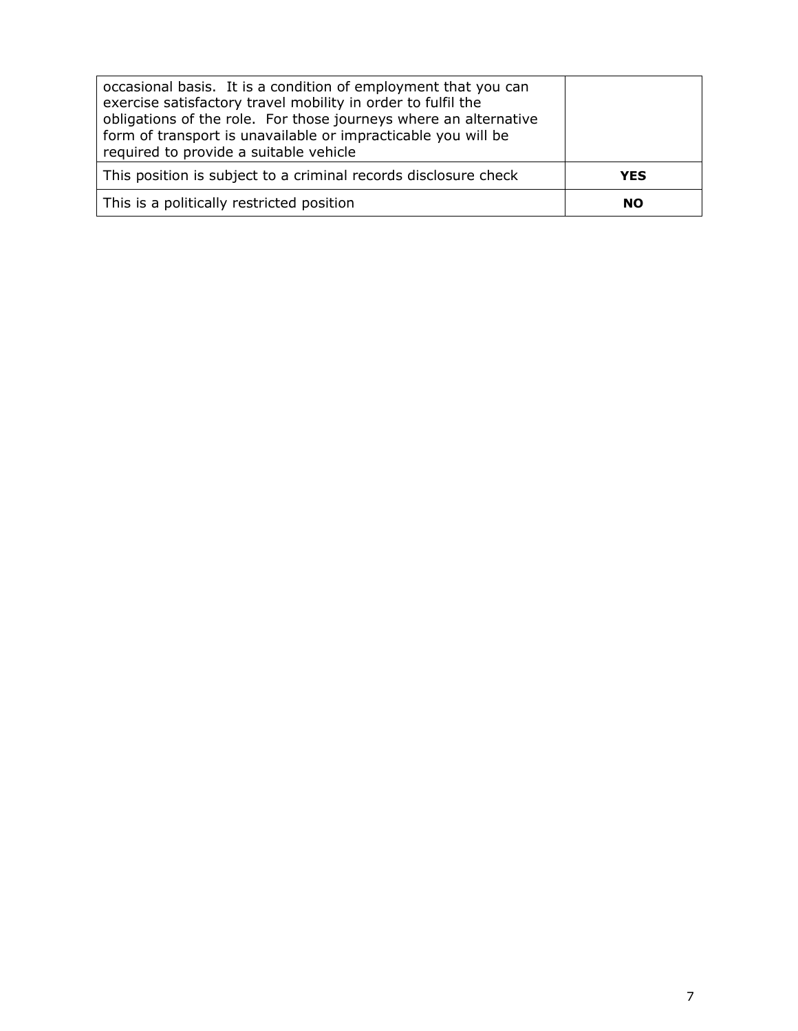| | |
|---|---|
| occasional basis. It is a condition of employment that you can exercise satisfactory travel mobility in order to fulfil the obligations of the role. For those journeys where an alternative form of transport is unavailable or impracticable you will be required to provide a suitable vehicle | |
| This position is subject to a criminal records disclosure check | **YES** |
| This is a politically restricted position | **NO** |